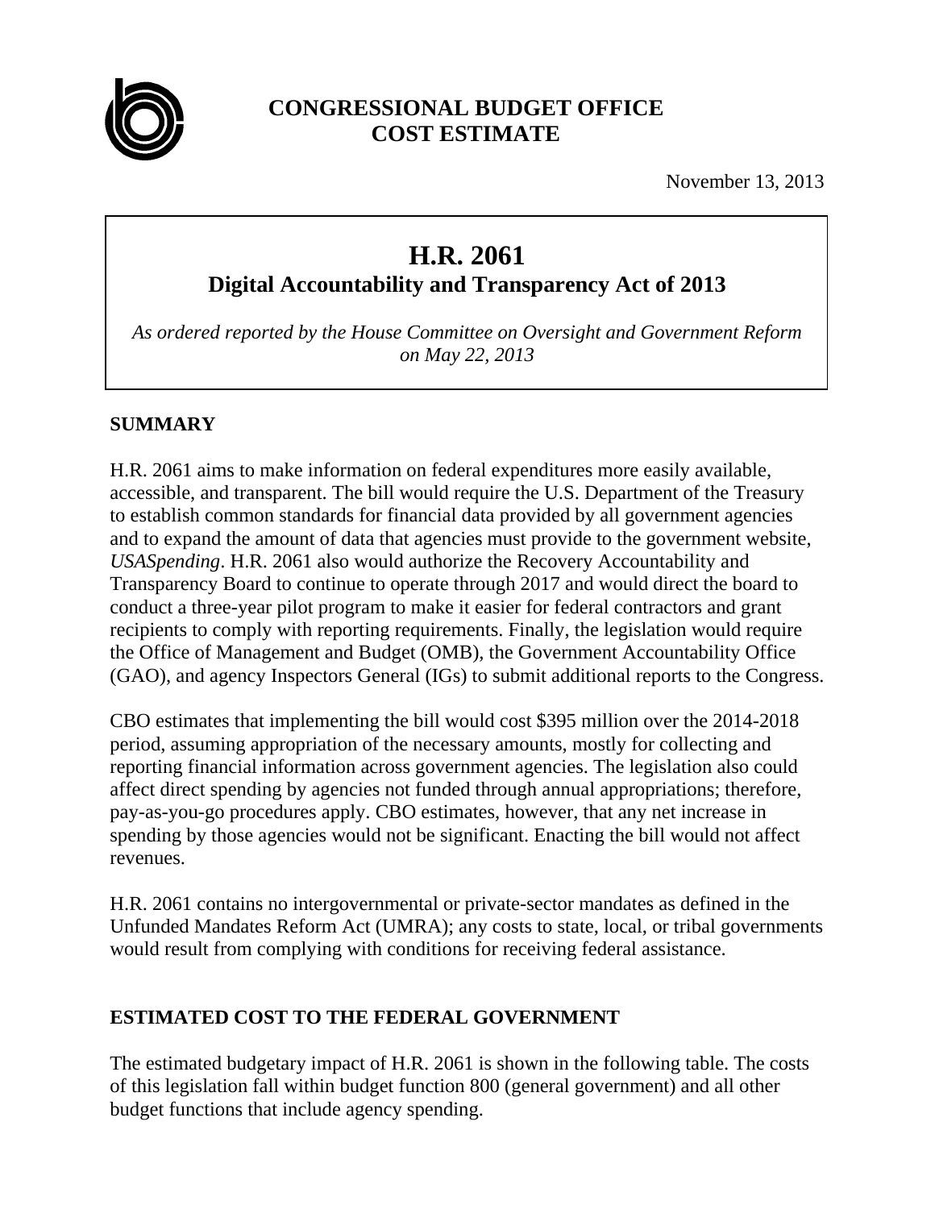# CONGRESSIONAL BUDGET OFFICE
# COST ESTIMATE

November 13, 2013

## H.R. 2061
### Digital Accountability and Transparency Act of 2013

*As ordered reported by the House Committee on Oversight and Government Reform on May 22, 2013*

## SUMMARY

H.R. 2061 aims to make information on federal expenditures more easily available, accessible, and transparent. The bill would require the U.S. Department of the Treasury to establish common standards for financial data provided by all government agencies and to expand the amount of data that agencies must provide to the government website, *USASpending*. H.R. 2061 also would authorize the Recovery Accountability and Transparency Board to continue to operate through 2017 and would direct the board to conduct a three-year pilot program to make it easier for federal contractors and grant recipients to comply with reporting requirements. Finally, the legislation would require the Office of Management and Budget (OMB), the Government Accountability Office (GAO), and agency Inspectors General (IGs) to submit additional reports to the Congress.

CBO estimates that implementing the bill would cost $395 million over the 2014-2018 period, assuming appropriation of the necessary amounts, mostly for collecting and reporting financial information across government agencies. The legislation also could affect direct spending by agencies not funded through annual appropriations; therefore, pay-as-you-go procedures apply. CBO estimates, however, that any net increase in spending by those agencies would not be significant. Enacting the bill would not affect revenues.

H.R. 2061 contains no intergovernmental or private-sector mandates as defined in the Unfunded Mandates Reform Act (UMRA); any costs to state, local, or tribal governments would result from complying with conditions for receiving federal assistance.

## ESTIMATED COST TO THE FEDERAL GOVERNMENT

The estimated budgetary impact of H.R. 2061 is shown in the following table. The costs of this legislation fall within budget function 800 (general government) and all other budget functions that include agency spending.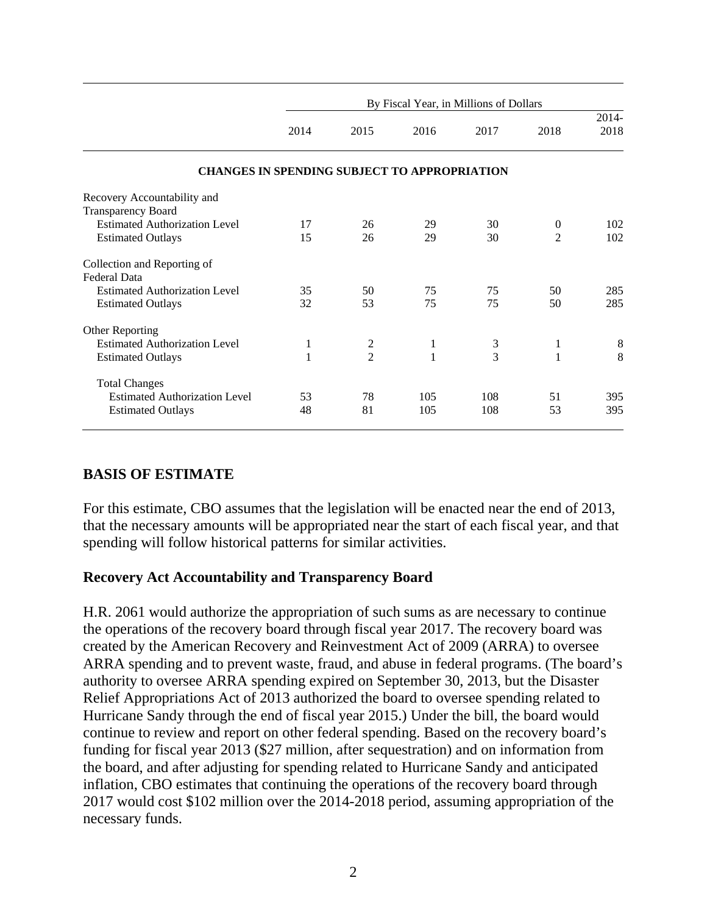| | By Fiscal Year, in Millions of Dollars | | | | | |
|---|---|---|---|---|---|---|
| | 2014 | 2015 | 2016 | 2017 | 2018 | 2014-2018 |
| **CHANGES IN SPENDING SUBJECT TO APPROPRIATION** | | | | | | |
| Recovery Accountability and Transparency Board | | | | | | |
| Estimated Authorization Level | 17 | 26 | 29 | 30 | 0 | 102 |
| Estimated Outlays | 15 | 26 | 29 | 30 | 2 | 102 |
| Collection and Reporting of Federal Data | | | | | | |
| Estimated Authorization Level | 35 | 50 | 75 | 75 | 50 | 285 |
| Estimated Outlays | 32 | 53 | 75 | 75 | 50 | 285 |
| Other Reporting | | | | | | |
| Estimated Authorization Level | 1 | 2 | 1 | 3 | 1 | 8 |
| Estimated Outlays | 1 | 2 | 1 | 3 | 1 | 8 |
| Total Changes | | | | | | |
| Estimated Authorization Level | 53 | 78 | 105 | 108 | 51 | 395 |
| Estimated Outlays | 48 | 81 | 105 | 108 | 53 | 395 |

## BASIS OF ESTIMATE

For this estimate, CBO assumes that the legislation will be enacted near the end of 2013, that the necessary amounts will be appropriated near the start of each fiscal year, and that spending will follow historical patterns for similar activities.

### Recovery Act Accountability and Transparency Board

H.R. 2061 would authorize the appropriation of such sums as are necessary to continue the operations of the recovery board through fiscal year 2017. The recovery board was created by the American Recovery and Reinvestment Act of 2009 (ARRA) to oversee ARRA spending and to prevent waste, fraud, and abuse in federal programs. (The board's authority to oversee ARRA spending expired on September 30, 2013, but the Disaster Relief Appropriations Act of 2013 authorized the board to oversee spending related to Hurricane Sandy through the end of fiscal year 2015.) Under the bill, the board would continue to review and report on other federal spending. Based on the recovery board's funding for fiscal year 2013 ($27 million, after sequestration) and on information from the board, and after adjusting for spending related to Hurricane Sandy and anticipated inflation, CBO estimates that continuing the operations of the recovery board through 2017 would cost $102 million over the 2014-2018 period, assuming appropriation of the necessary funds.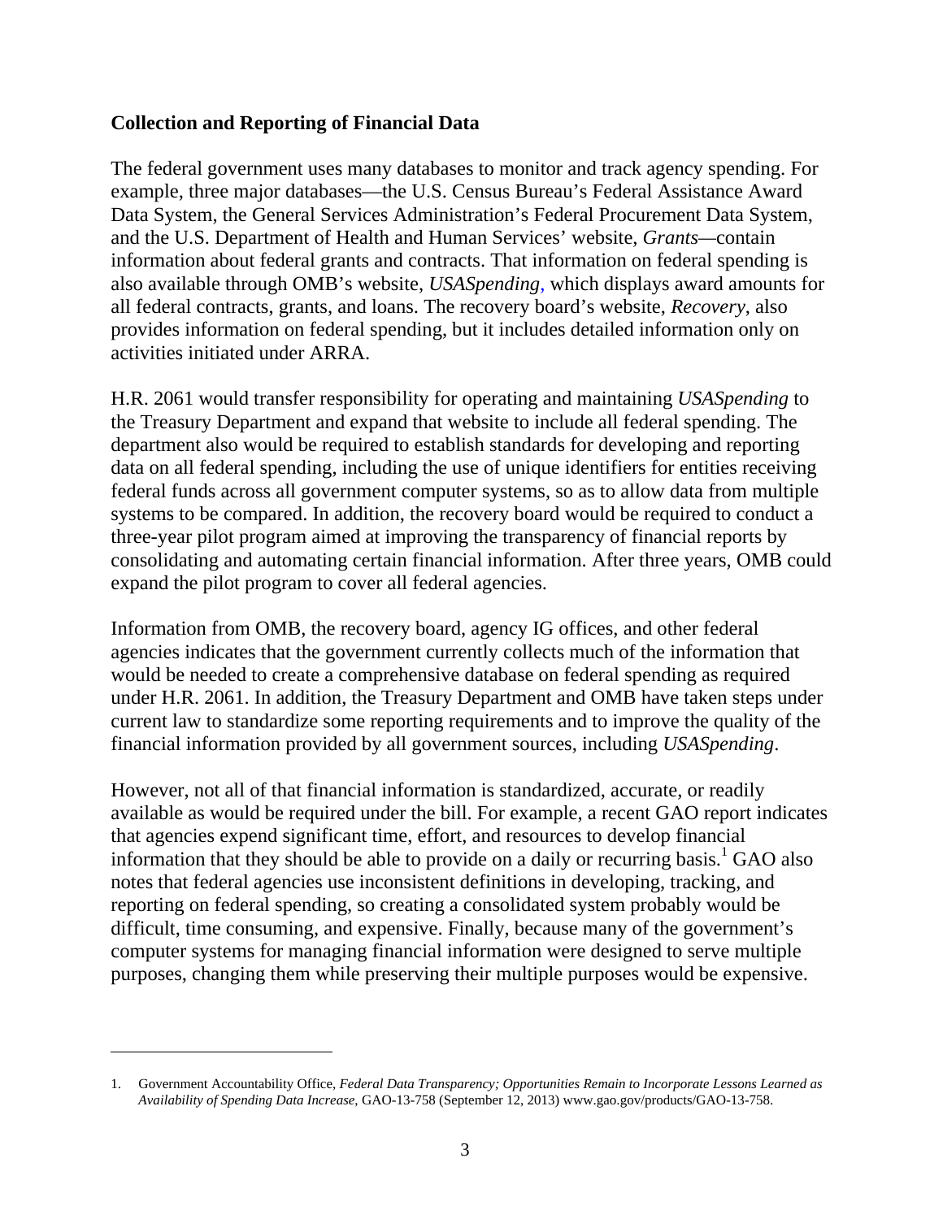## Collection and Reporting of Financial Data

The federal government uses many databases to monitor and track agency spending. For example, three major databases—the U.S. Census Bureau's Federal Assistance Award Data System, the General Services Administration's Federal Procurement Data System, and the U.S. Department of Health and Human Services' website, *Grants*—contain information about federal grants and contracts. That information on federal spending is also available through OMB's website, *USASpending*, which displays award amounts for all federal contracts, grants, and loans. The recovery board's website, *Recovery*, also provides information on federal spending, but it includes detailed information only on activities initiated under ARRA.

H.R. 2061 would transfer responsibility for operating and maintaining *USASpending* to the Treasury Department and expand that website to include all federal spending. The department also would be required to establish standards for developing and reporting data on all federal spending, including the use of unique identifiers for entities receiving federal funds across all government computer systems, so as to allow data from multiple systems to be compared. In addition, the recovery board would be required to conduct a three-year pilot program aimed at improving the transparency of financial reports by consolidating and automating certain financial information. After three years, OMB could expand the pilot program to cover all federal agencies.

Information from OMB, the recovery board, agency IG offices, and other federal agencies indicates that the government currently collects much of the information that would be needed to create a comprehensive database on federal spending as required under H.R. 2061. In addition, the Treasury Department and OMB have taken steps under current law to standardize some reporting requirements and to improve the quality of the financial information provided by all government sources, including *USASpending*.

However, not all of that financial information is standardized, accurate, or readily available as would be required under the bill. For example, a recent GAO report indicates that agencies expend significant time, effort, and resources to develop financial information that they should be able to provide on a daily or recurring basis.[1] GAO also notes that federal agencies use inconsistent definitions in developing, tracking, and reporting on federal spending, so creating a consolidated system probably would be difficult, time consuming, and expensive. Finally, because many of the government's computer systems for managing financial information were designed to serve multiple purposes, changing them while preserving their multiple purposes would be expensive.

---

1. Government Accountability Office, *Federal Data Transparency; Opportunities Remain to Incorporate Lessons Learned as Availability of Spending Data Increase*, GAO-13-758 (September 12, 2013) www.gao.gov/products/GAO-13-758.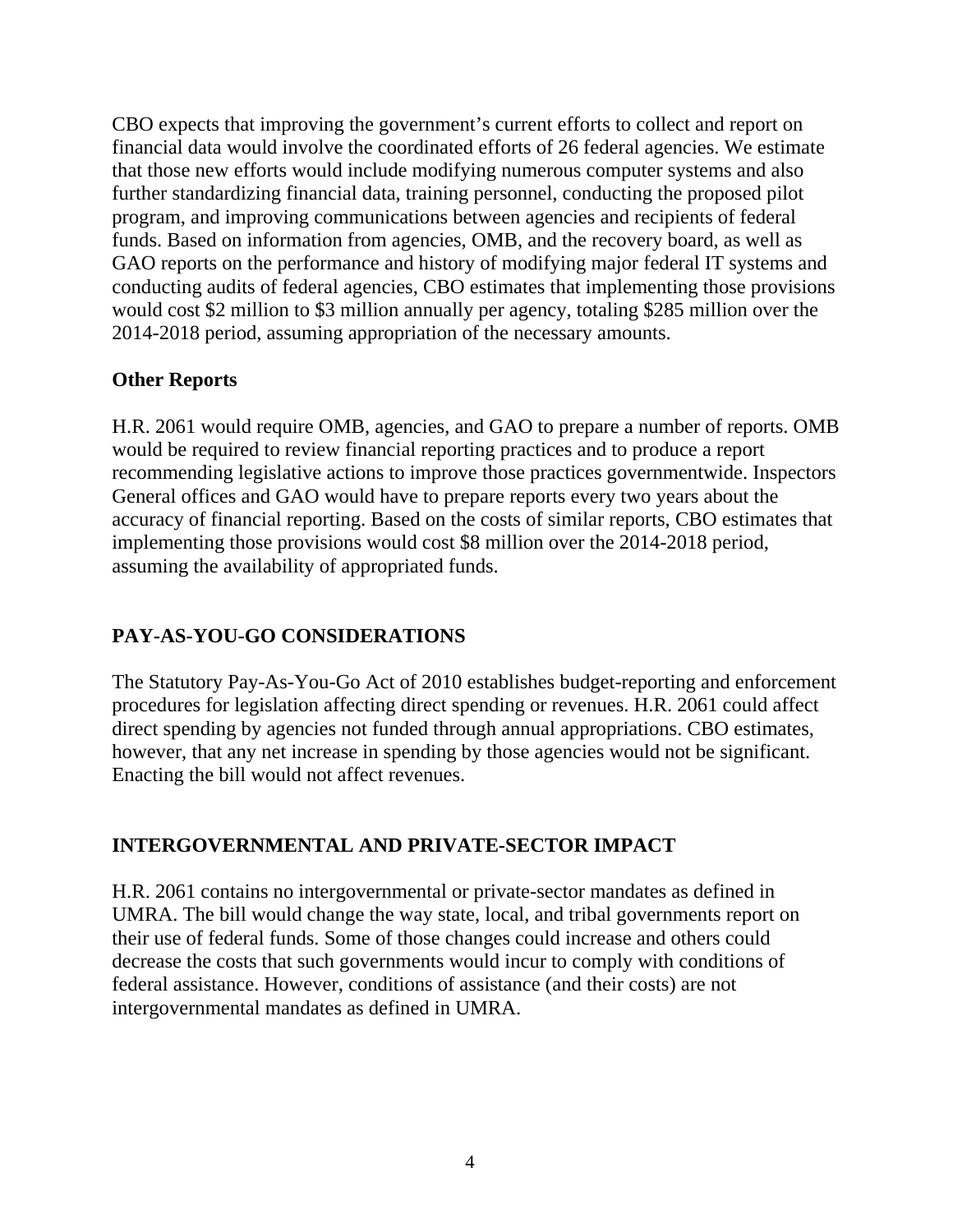CBO expects that improving the government's current efforts to collect and report on financial data would involve the coordinated efforts of 26 federal agencies. We estimate that those new efforts would include modifying numerous computer systems and also further standardizing financial data, training personnel, conducting the proposed pilot program, and improving communications between agencies and recipients of federal funds. Based on information from agencies, OMB, and the recovery board, as well as GAO reports on the performance and history of modifying major federal IT systems and conducting audits of federal agencies, CBO estimates that implementing those provisions would cost $2 million to $3 million annually per agency, totaling $285 million over the 2014-2018 period, assuming appropriation of the necessary amounts.

**Other Reports**

H.R. 2061 would require OMB, agencies, and GAO to prepare a number of reports. OMB would be required to review financial reporting practices and to produce a report recommending legislative actions to improve those practices governmentwide. Inspectors General offices and GAO would have to prepare reports every two years about the accuracy of financial reporting. Based on the costs of similar reports, CBO estimates that implementing those provisions would cost $8 million over the 2014-2018 period, assuming the availability of appropriated funds.

## PAY-AS-YOU-GO CONSIDERATIONS

The Statutory Pay-As-You-Go Act of 2010 establishes budget-reporting and enforcement procedures for legislation affecting direct spending or revenues. H.R. 2061 could affect direct spending by agencies not funded through annual appropriations. CBO estimates, however, that any net increase in spending by those agencies would not be significant. Enacting the bill would not affect revenues.

## INTERGOVERNMENTAL AND PRIVATE-SECTOR IMPACT

H.R. 2061 contains no intergovernmental or private-sector mandates as defined in UMRA. The bill would change the way state, local, and tribal governments report on their use of federal funds. Some of those changes could increase and others could decrease the costs that such governments would incur to comply with conditions of federal assistance. However, conditions of assistance (and their costs) are not intergovernmental mandates as defined in UMRA.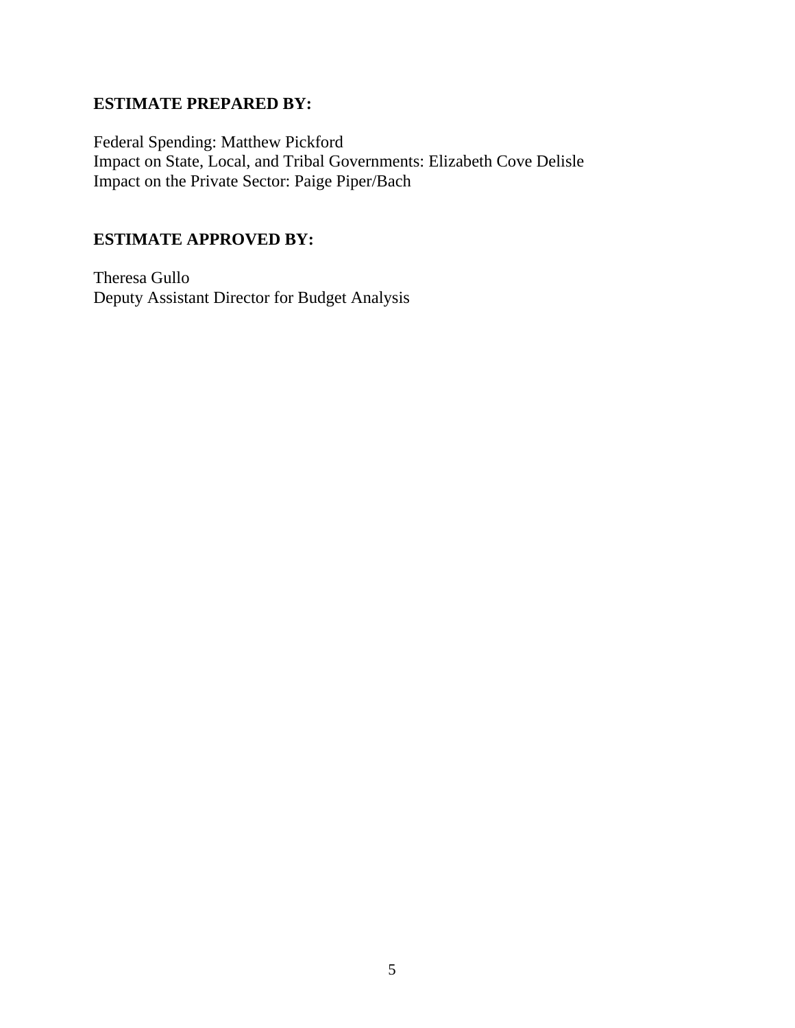**ESTIMATE PREPARED BY:**

Federal Spending: Matthew Pickford
Impact on State, Local, and Tribal Governments: Elizabeth Cove Delisle
Impact on the Private Sector: Paige Piper/Bach

**ESTIMATE APPROVED BY:**

Theresa Gullo
Deputy Assistant Director for Budget Analysis